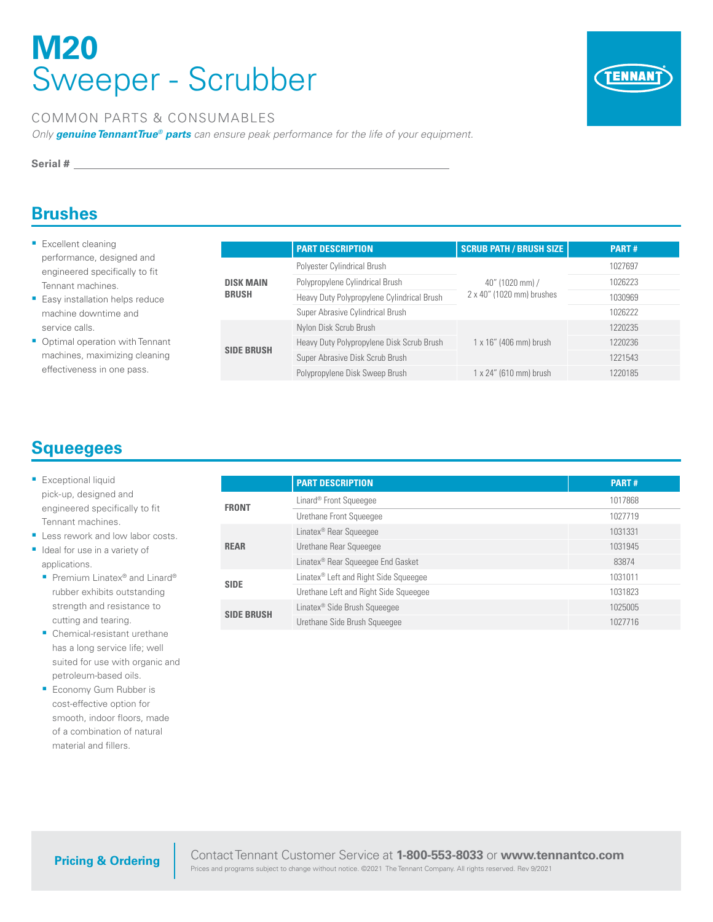# M20
# Sweeper - Scrubber

COMMON PARTS & CONSUMABLES

*Only **genuine TennantTrue® parts** can ensure peak performance for the life of your equipment.*

**Serial #** ______________________________

## Brushes

- Excellent cleaning performance, designed and engineered specifically to fit Tennant machines.
- Easy installation helps reduce machine downtime and service calls.
- Optimal operation with Tennant machines, maximizing cleaning effectiveness in one pass.

| | PART DESCRIPTION | SCRUB PATH / BRUSH SIZE | PART # |
|---|---|---|---|
| **DISK MAIN BRUSH** | Polyester Cylindrical Brush | 40" (1020 mm) / 2 x 40" (1020 mm) brushes | 1027697 |
| | Polypropylene Cylindrical Brush | | 1026223 |
| | Heavy Duty Polypropylene Cylindrical Brush | | 1030969 |
| | Super Abrasive Cylindrical Brush | | 1026222 |
| **SIDE BRUSH** | Nylon Disk Scrub Brush | 1 x 16" (406 mm) brush | 1220235 |
| | Heavy Duty Polypropylene Disk Scrub Brush | | 1220236 |
| | Super Abrasive Disk Scrub Brush | | 1221543 |
| | Polypropylene Disk Sweep Brush | 1 x 24" (610 mm) brush | 1220185 |

## Squeegees

- Exceptional liquid pick-up, designed and engineered specifically to fit Tennant machines.
- Less rework and low labor costs.
- Ideal for use in a variety of applications.
  - Premium Linatex® and Linard® rubber exhibits outstanding strength and resistance to cutting and tearing.
  - Chemical-resistant urethane has a long service life; well suited for use with organic and petroleum-based oils.
  - Economy Gum Rubber is cost-effective option for smooth, indoor floors, made of a combination of natural material and fillers.

| | PART DESCRIPTION | PART # |
|---|---|---|
| **FRONT** | Linard® Front Squeegee | 1017868 |
| | Urethane Front Squeegee | 1027719 |
| **REAR** | Linatex® Rear Squeegee | 1031331 |
| | Urethane Rear Squeegee | 1031945 |
| | Linatex® Rear Squeegee End Gasket | 83874 |
| **SIDE** | Linatex® Left and Right Side Squeegee | 1031011 |
| | Urethane Left and Right Side Squeegee | 1031823 |
| **SIDE BRUSH** | Linatex® Side Brush Squeegee | 1025005 |
| | Urethane Side Brush Squeegee | 1027716 |

**Pricing & Ordering**

Contact Tennant Customer Service at **1-800-553-8033** or **www.tennantco.com**

Prices and programs subject to change without notice. ©2021 The Tennant Company. All rights reserved. Rev 9/2021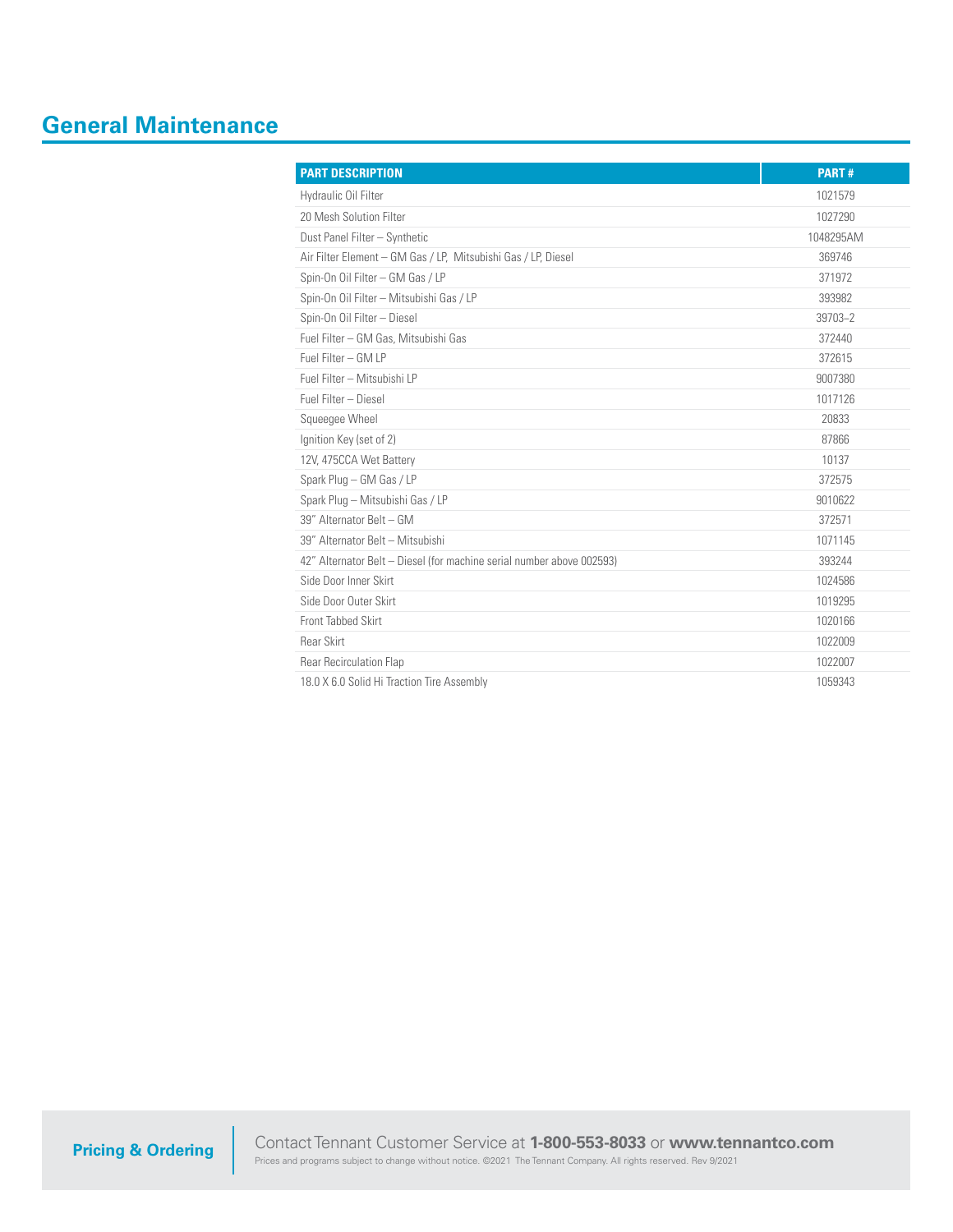# General Maintenance

| PART DESCRIPTION | PART # |
|---|---|
| Hydraulic Oil Filter | 1021579 |
| 20 Mesh Solution Filter | 1027290 |
| Dust Panel Filter – Synthetic | 1048295AM |
| Air Filter Element – GM Gas / LP, Mitsubishi Gas / LP, Diesel | 369746 |
| Spin-On Oil Filter – GM Gas / LP | 371972 |
| Spin-On Oil Filter – Mitsubishi Gas / LP | 393982 |
| Spin-On Oil Filter – Diesel | 39703–2 |
| Fuel Filter – GM Gas, Mitsubishi Gas | 372440 |
| Fuel Filter – GM LP | 372615 |
| Fuel Filter – Mitsubishi LP | 9007380 |
| Fuel Filter – Diesel | 1017126 |
| Squeegee Wheel | 20833 |
| Ignition Key (set of 2) | 87866 |
| 12V, 475CCA Wet Battery | 10137 |
| Spark Plug – GM Gas / LP | 372575 |
| Spark Plug – Mitsubishi Gas / LP | 9010622 |
| 39" Alternator Belt – GM | 372571 |
| 39" Alternator Belt – Mitsubishi | 1071145 |
| 42" Alternator Belt – Diesel (for machine serial number above 002593) | 393244 |
| Side Door Inner Skirt | 1024586 |
| Side Door Outer Skirt | 1019295 |
| Front Tabbed Skirt | 1020166 |
| Rear Skirt | 1022009 |
| Rear Recirculation Flap | 1022007 |
| 18.0 X 6.0 Solid Hi Traction Tire Assembly | 1059343 |

**Pricing & Ordering**

Contact Tennant Customer Service at **1-800-553-8033** or **www.tennantco.com**

Prices and programs subject to change without notice. ©2021 The Tennant Company. All rights reserved. Rev 9/2021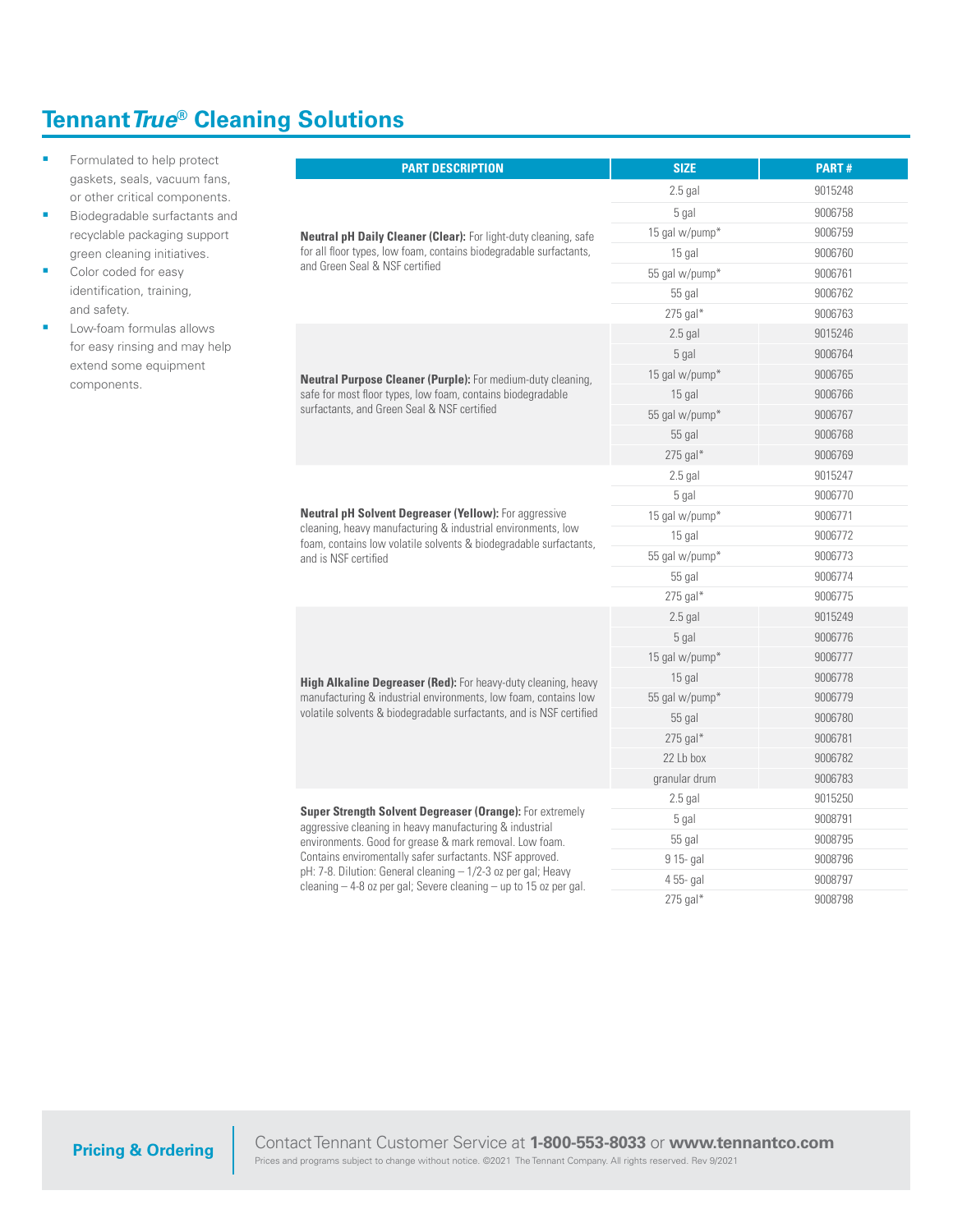## Tennant *True*® Cleaning Solutions

- Formulated to help protect gaskets, seals, vacuum fans, or other critical components.
- Biodegradable surfactants and recyclable packaging support green cleaning initiatives.
- Color coded for easy identification, training, and safety.
- Low-foam formulas allows for easy rinsing and may help extend some equipment components.

| PART DESCRIPTION | SIZE | PART # |
|---|---|---|
| **Neutral pH Daily Cleaner (Clear):** For light-duty cleaning, safe for all floor types, low foam, contains biodegradable surfactants, and Green Seal & NSF certified | 2.5 gal | 9015248 |
| | 5 gal | 9006758 |
| | 15 gal w/pump* | 9006759 |
| | 15 gal | 9006760 |
| | 55 gal w/pump* | 9006761 |
| | 55 gal | 9006762 |
| | 275 gal* | 9006763 |
| **Neutral Purpose Cleaner (Purple):** For medium-duty cleaning, safe for most floor types, low foam, contains biodegradable surfactants, and Green Seal & NSF certified | 2.5 gal | 9015246 |
| | 5 gal | 9006764 |
| | 15 gal w/pump* | 9006765 |
| | 15 gal | 9006766 |
| | 55 gal w/pump* | 9006767 |
| | 55 gal | 9006768 |
| | 275 gal* | 9006769 |
| **Neutral pH Solvent Degreaser (Yellow):** For aggressive cleaning, heavy manufacturing & industrial environments, low foam, contains low volatile solvents & biodegradable surfactants, and is NSF certified | 2.5 gal | 9015247 |
| | 5 gal | 9006770 |
| | 15 gal w/pump* | 9006771 |
| | 15 gal | 9006772 |
| | 55 gal w/pump* | 9006773 |
| | 55 gal | 9006774 |
| | 275 gal* | 9006775 |
| **High Alkaline Degreaser (Red):** For heavy-duty cleaning, heavy manufacturing & industrial environments, low foam, contains low volatile solvents & biodegradable surfactants, and is NSF certified | 2.5 gal | 9015249 |
| | 5 gal | 9006776 |
| | 15 gal w/pump* | 9006777 |
| | 15 gal | 9006778 |
| | 55 gal w/pump* | 9006779 |
| | 55 gal | 9006780 |
| | 275 gal* | 9006781 |
| | 22 Lb box | 9006782 |
| | granular drum | 9006783 |
| **Super Strength Solvent Degreaser (Orange):** For extremely aggressive cleaning in heavy manufacturing & industrial environments. Good for grease & mark removal. Low foam. Contains enviromentally safer surfactants. NSF approved. pH: 7-8. Dilution: General cleaning – 1/2-3 oz per gal; Heavy cleaning – 4-8 oz per gal; Severe cleaning – up to 15 oz per gal. | 2.5 gal | 9015250 |
| | 5 gal | 9008791 |
| | 55 gal | 9008795 |
| | 9 15- gal | 9008796 |
| | 4 55- gal | 9008797 |
| | 275 gal* | 9008798 |

**Pricing & Ordering**

Contact Tennant Customer Service at **1-800-553-8033** or **www.tennantco.com**

Prices and programs subject to change without notice. ©2021 The Tennant Company. All rights reserved. Rev 9/2021